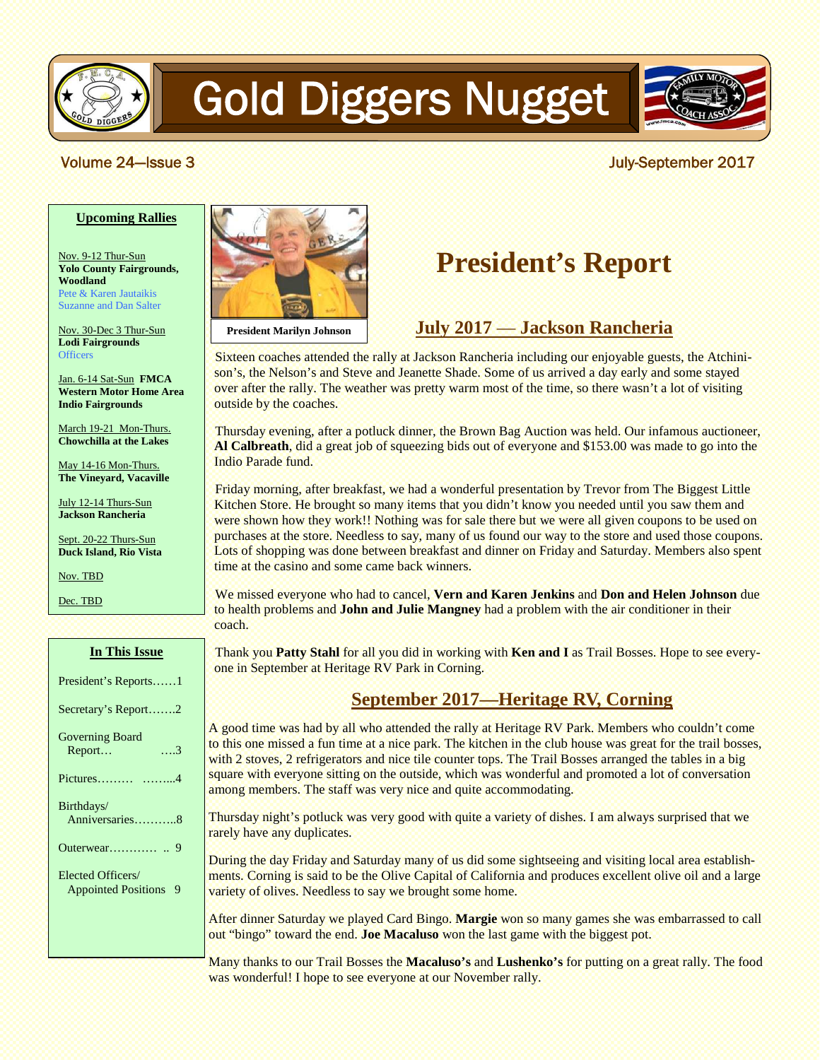# Gold Diggers Nugget

Volume 24—Issue 3

July-September 2017

## Upcoming Rallies

Nov. 9-12 Thur-Sun
**Yolo County Fairgrounds, Woodland**
Pete & Karen Jautaikis
Suzanne and Dan Salter

Nov. 30-Dec 3 Thur-Sun
**Lodi Fairgrounds**
Officers

Jan. 6-14 Sat-Sun **FMCA Western Motor Home Area Indio Fairgrounds**

March 19-21 Mon-Thurs.
**Chowchilla at the Lakes**

May 14-16 Mon-Thurs.
**The Vineyard, Vacaville**

July 12-14 Thurs-Sun
**Jackson Rancheria**

Sept. 20-22 Thurs-Sun
**Duck Island, Rio Vista**

Nov. TBD

Dec. TBD

## In This Issue

President's Reports……1

Secretary's Report…….2

Governing Board Report… ….3

Pictures……… ……...4

Birthdays/ Anniversaries………..8

Outerwear………… .. 9

Elected Officers/ Appointed Positions 9

President Marilyn Johnson

# President's Report

## July 2017 — Jackson Rancheria

Sixteen coaches attended the rally at Jackson Rancheria including our enjoyable guests, the Atchinison's, the Nelson's and Steve and Jeanette Shade. Some of us arrived a day early and some stayed over after the rally. The weather was pretty warm most of the time, so there wasn't a lot of visiting outside by the coaches.

Thursday evening, after a potluck dinner, the Brown Bag Auction was held. Our infamous auctioneer, **Al Calbreath**, did a great job of squeezing bids out of everyone and $153.00 was made to go into the Indio Parade fund.

Friday morning, after breakfast, we had a wonderful presentation by Trevor from The Biggest Little Kitchen Store. He brought so many items that you didn't know you needed until you saw them and were shown how they work!! Nothing was for sale there but we were all given coupons to be used on purchases at the store. Needless to say, many of us found our way to the store and used those coupons. Lots of shopping was done between breakfast and dinner on Friday and Saturday. Members also spent time at the casino and some came back winners.

We missed everyone who had to cancel, **Vern and Karen Jenkins** and **Don and Helen Johnson** due to health problems and **John and Julie Mangney** had a problem with the air conditioner in their coach.

Thank you **Patty Stahl** for all you did in working with **Ken and I** as Trail Bosses. Hope to see everyone in September at Heritage RV Park in Corning.

## September 2017—Heritage RV, Corning

A good time was had by all who attended the rally at Heritage RV Park. Members who couldn't come to this one missed a fun time at a nice park. The kitchen in the club house was great for the trail bosses, with 2 stoves, 2 refrigerators and nice tile counter tops. The Trail Bosses arranged the tables in a big square with everyone sitting on the outside, which was wonderful and promoted a lot of conversation among members. The staff was very nice and quite accommodating.

Thursday night's potluck was very good with quite a variety of dishes. I am always surprised that we rarely have any duplicates.

During the day Friday and Saturday many of us did some sightseeing and visiting local area establishments. Corning is said to be the Olive Capital of California and produces excellent olive oil and a large variety of olives. Needless to say we brought some home.

After dinner Saturday we played Card Bingo. **Margie** won so many games she was embarrassed to call out "bingo" toward the end. **Joe Macaluso** won the last game with the biggest pot.

Many thanks to our Trail Bosses the **Macaluso's** and **Lushenko's** for putting on a great rally. The food was wonderful! I hope to see everyone at our November rally.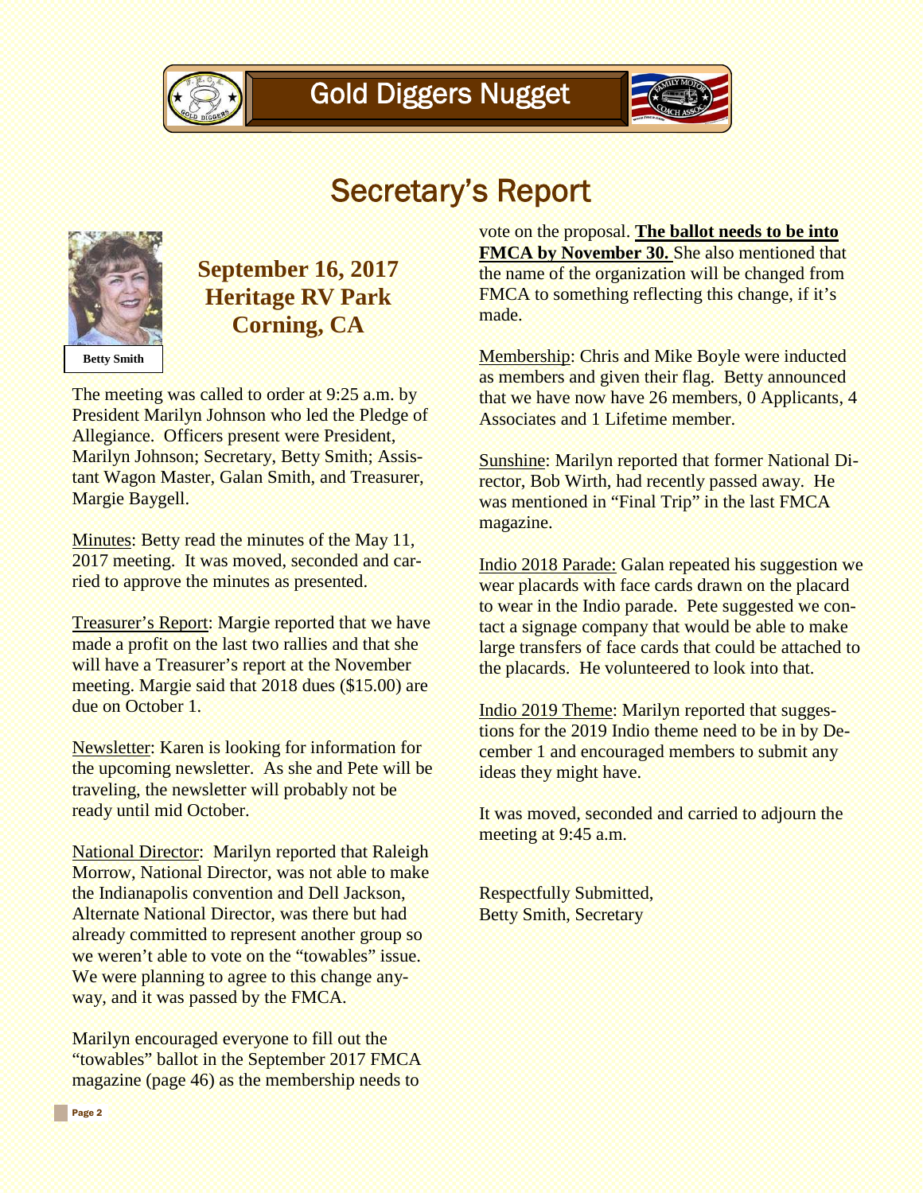# Secretary's Report

Betty Smith

## September 16, 2017
## Heritage RV Park
## Corning, CA

The meeting was called to order at 9:25 a.m. by President Marilyn Johnson who led the Pledge of Allegiance. Officers present were President, Marilyn Johnson; Secretary, Betty Smith; Assistant Wagon Master, Galan Smith, and Treasurer, Margie Baygell.

Minutes: Betty read the minutes of the May 11, 2017 meeting. It was moved, seconded and carried to approve the minutes as presented.

Treasurer's Report: Margie reported that we have made a profit on the last two rallies and that she will have a Treasurer's report at the November meeting. Margie said that 2018 dues ($15.00) are due on October 1.

Newsletter: Karen is looking for information for the upcoming newsletter. As she and Pete will be traveling, the newsletter will probably not be ready until mid October.

National Director: Marilyn reported that Raleigh Morrow, National Director, was not able to make the Indianapolis convention and Dell Jackson, Alternate National Director, was there but had already committed to represent another group so we weren't able to vote on the "towables" issue. We were planning to agree to this change anyway, and it was passed by the FMCA.

Marilyn encouraged everyone to fill out the "towables" ballot in the September 2017 FMCA magazine (page 46) as the membership needs to vote on the proposal. **The ballot needs to be into FMCA by November 30.** She also mentioned that the name of the organization will be changed from FMCA to something reflecting this change, if it's made.

Membership: Chris and Mike Boyle were inducted as members and given their flag. Betty announced that we have now have 26 members, 0 Applicants, 4 Associates and 1 Lifetime member.

Sunshine: Marilyn reported that former National Director, Bob Wirth, had recently passed away. He was mentioned in "Final Trip" in the last FMCA magazine.

Indio 2018 Parade: Galan repeated his suggestion we wear placards with face cards drawn on the placard to wear in the Indio parade. Pete suggested we contact a signage company that would be able to make large transfers of face cards that could be attached to the placards. He volunteered to look into that.

Indio 2019 Theme: Marilyn reported that suggestions for the 2019 Indio theme need to be in by December 1 and encouraged members to submit any ideas they might have.

It was moved, seconded and carried to adjourn the meeting at 9:45 a.m.

Respectfully Submitted,
Betty Smith, Secretary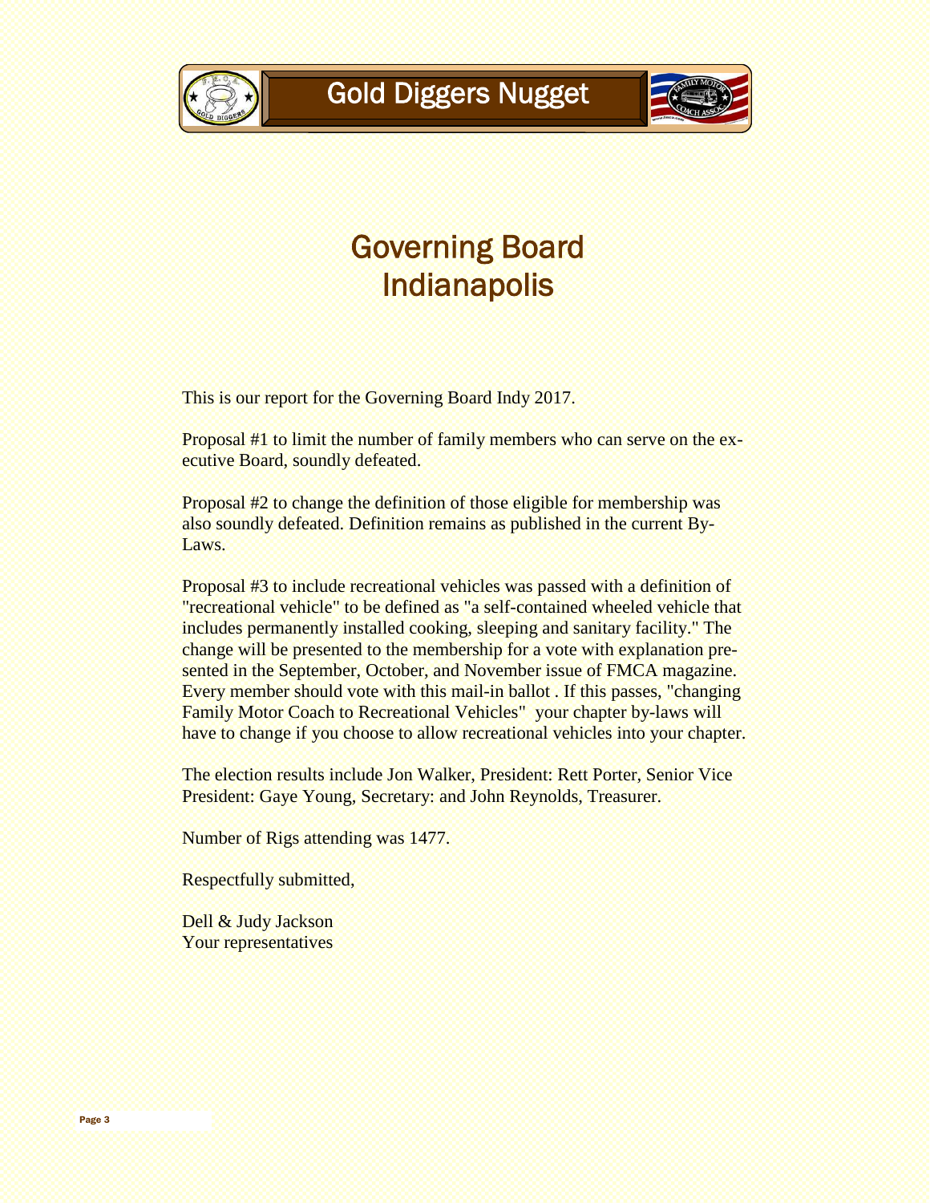# Governing Board Indianapolis

This is our report for the Governing Board Indy 2017.

Proposal #1 to limit the number of family members who can serve on the executive Board, soundly defeated.

Proposal #2 to change the definition of those eligible for membership was also soundly defeated. Definition remains as published in the current By-Laws.

Proposal #3 to include recreational vehicles was passed with a definition of "recreational vehicle" to be defined as "a self-contained wheeled vehicle that includes permanently installed cooking, sleeping and sanitary facility." The change will be presented to the membership for a vote with explanation presented in the September, October, and November issue of FMCA magazine. Every member should vote with this mail-in ballot . If this passes, "changing Family Motor Coach to Recreational Vehicles" your chapter by-laws will have to change if you choose to allow recreational vehicles into your chapter.

The election results include Jon Walker, President: Rett Porter, Senior Vice President: Gaye Young, Secretary: and John Reynolds, Treasurer.

Number of Rigs attending was 1477.

Respectfully submitted,

Dell & Judy Jackson
Your representatives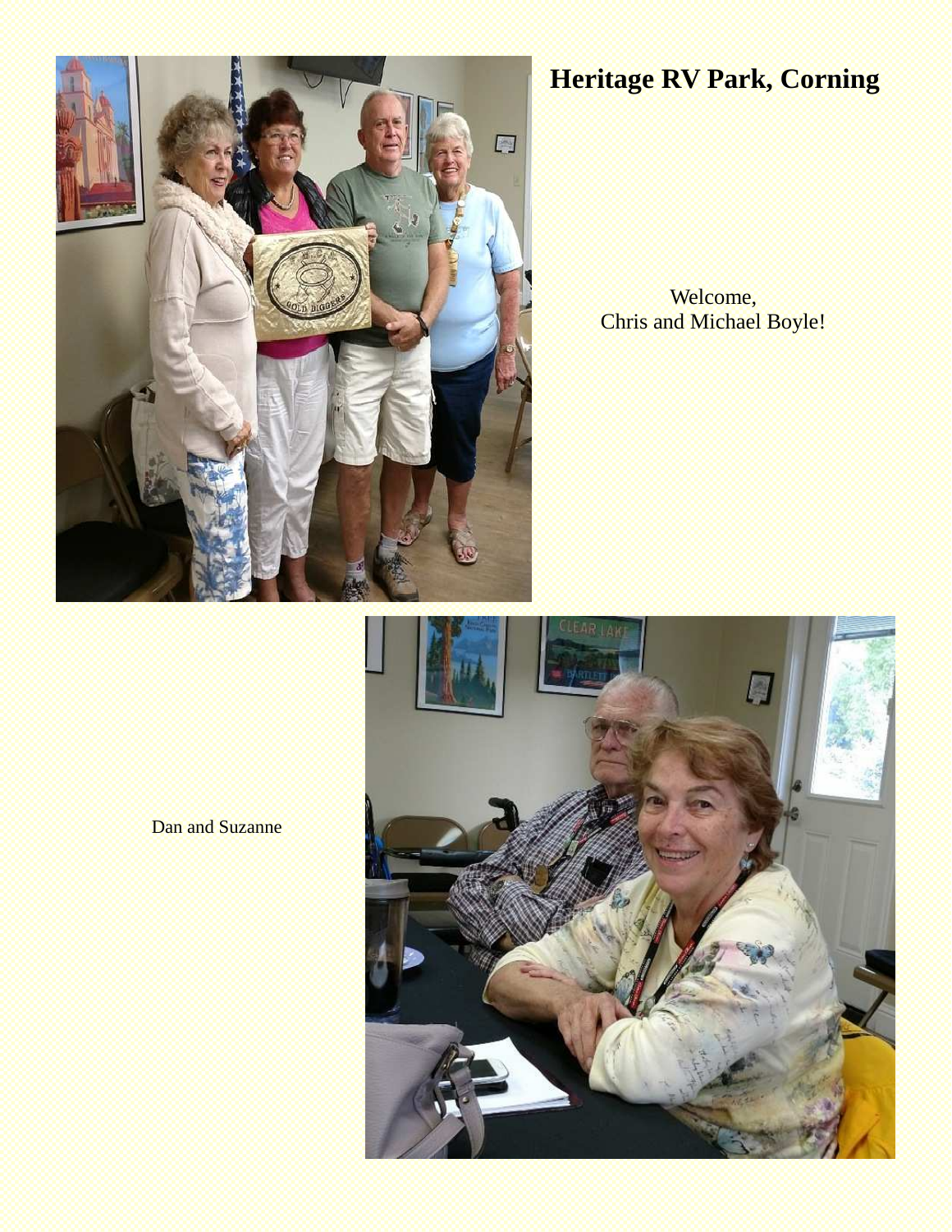## Heritage RV Park, Corning

Welcome,
Chris and Michael Boyle!

Dan and Suzanne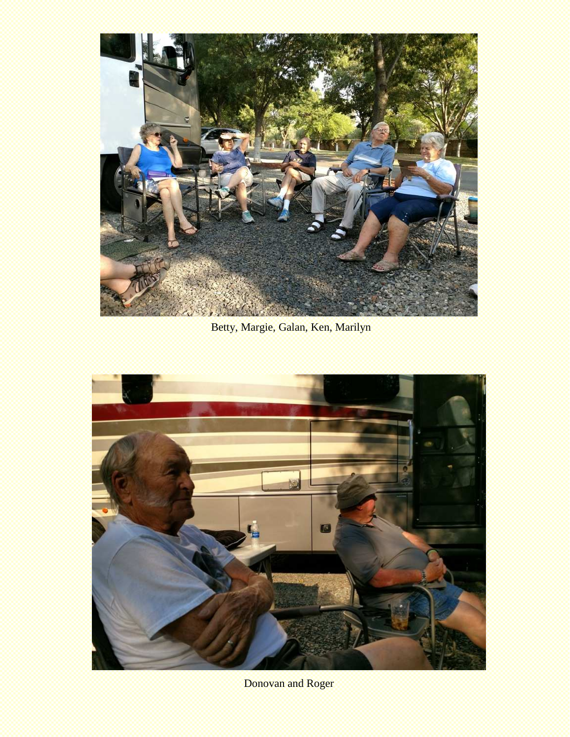Betty, Margie, Galan, Ken, Marilyn

Donovan and Roger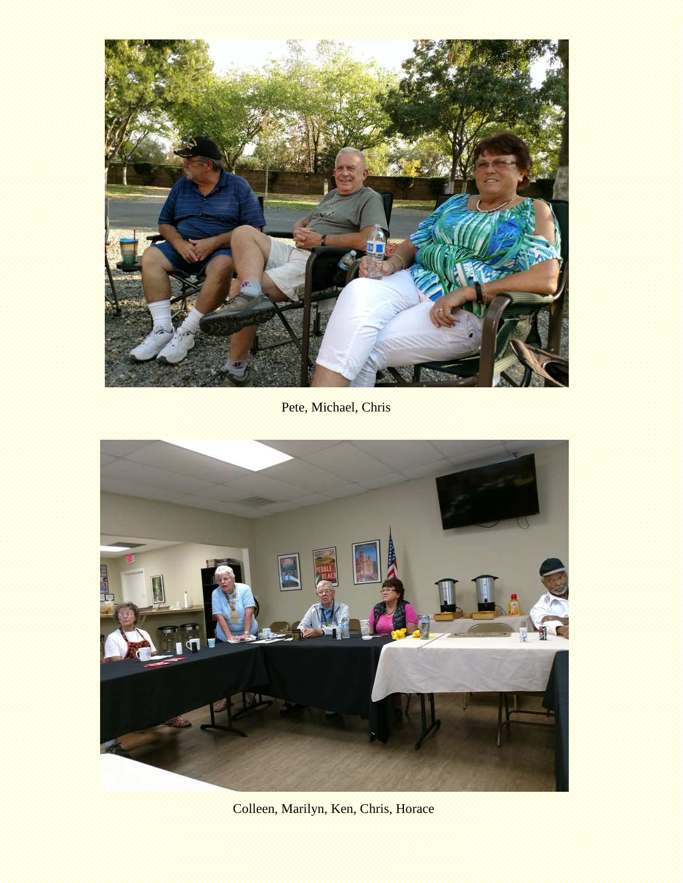Pete, Michael, Chris

Colleen, Marilyn, Ken, Chris, Horace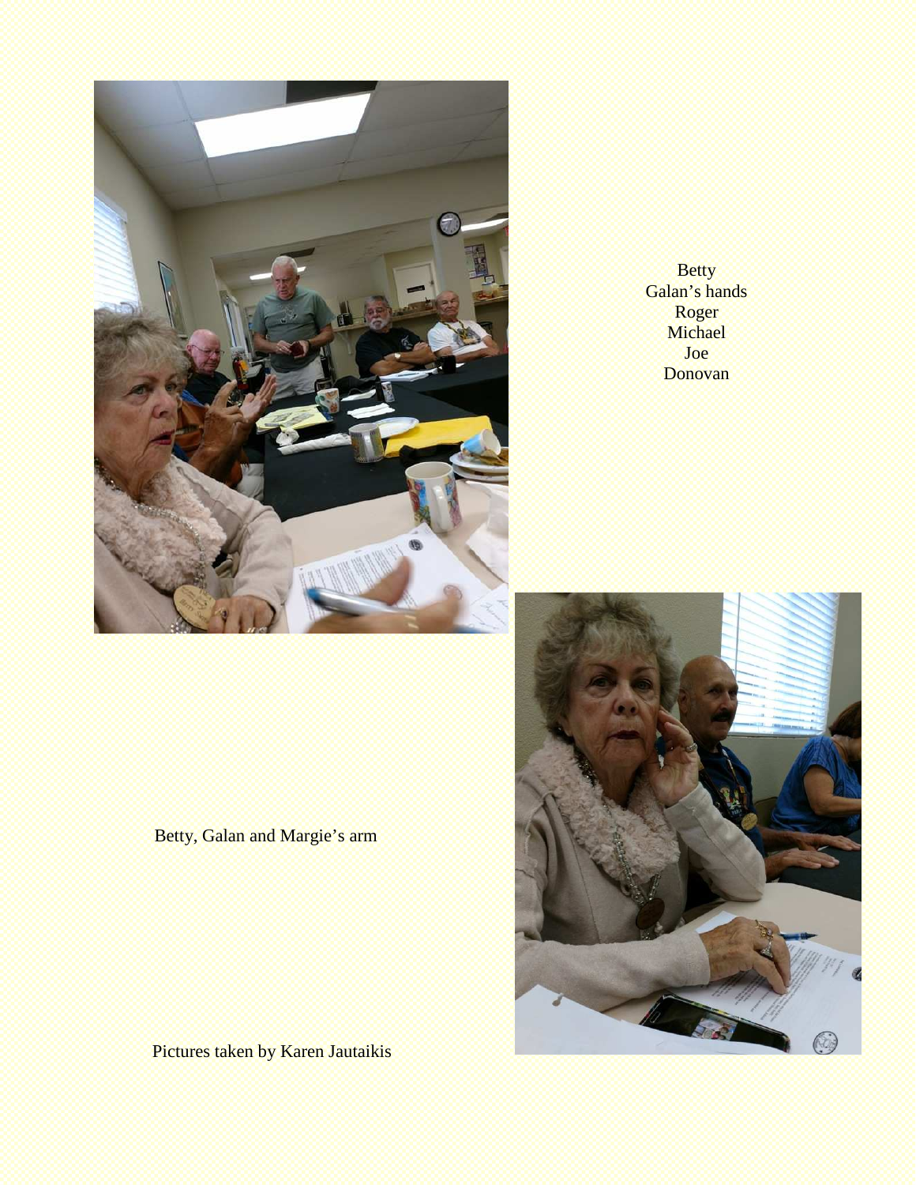Betty
Galan's hands
Roger
Michael
Joe
Donovan

Betty, Galan and Margie's arm

Pictures taken by Karen Jautaikis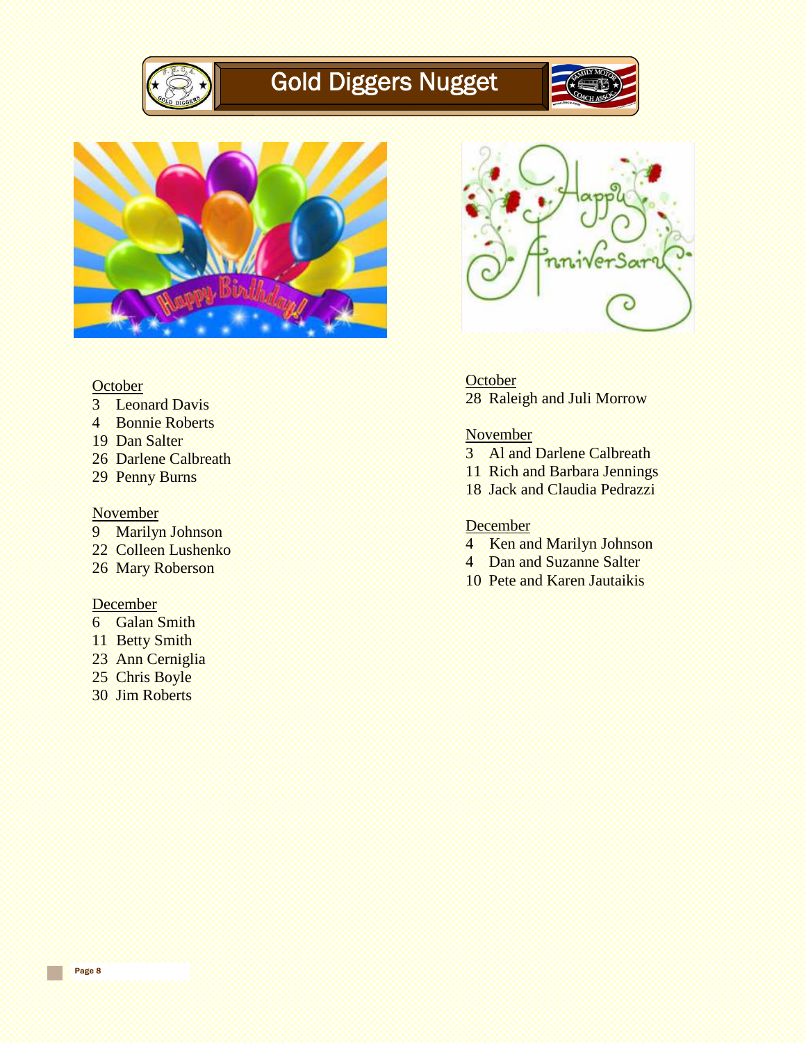Happy Birthday!

October
3 Leonard Davis
4 Bonnie Roberts
19 Dan Salter
26 Darlene Calbreath
29 Penny Burns

November
9 Marilyn Johnson
22 Colleen Lushenko
26 Mary Roberson

December
6 Galan Smith
11 Betty Smith
23 Ann Cerniglia
25 Chris Boyle
30 Jim Roberts

Happy Anniversary

October
28 Raleigh and Juli Morrow

November
3 Al and Darlene Calbreath
11 Rich and Barbara Jennings
18 Jack and Claudia Pedrazzi

December
4 Ken and Marilyn Johnson
4 Dan and Suzanne Salter
10 Pete and Karen Jautaikis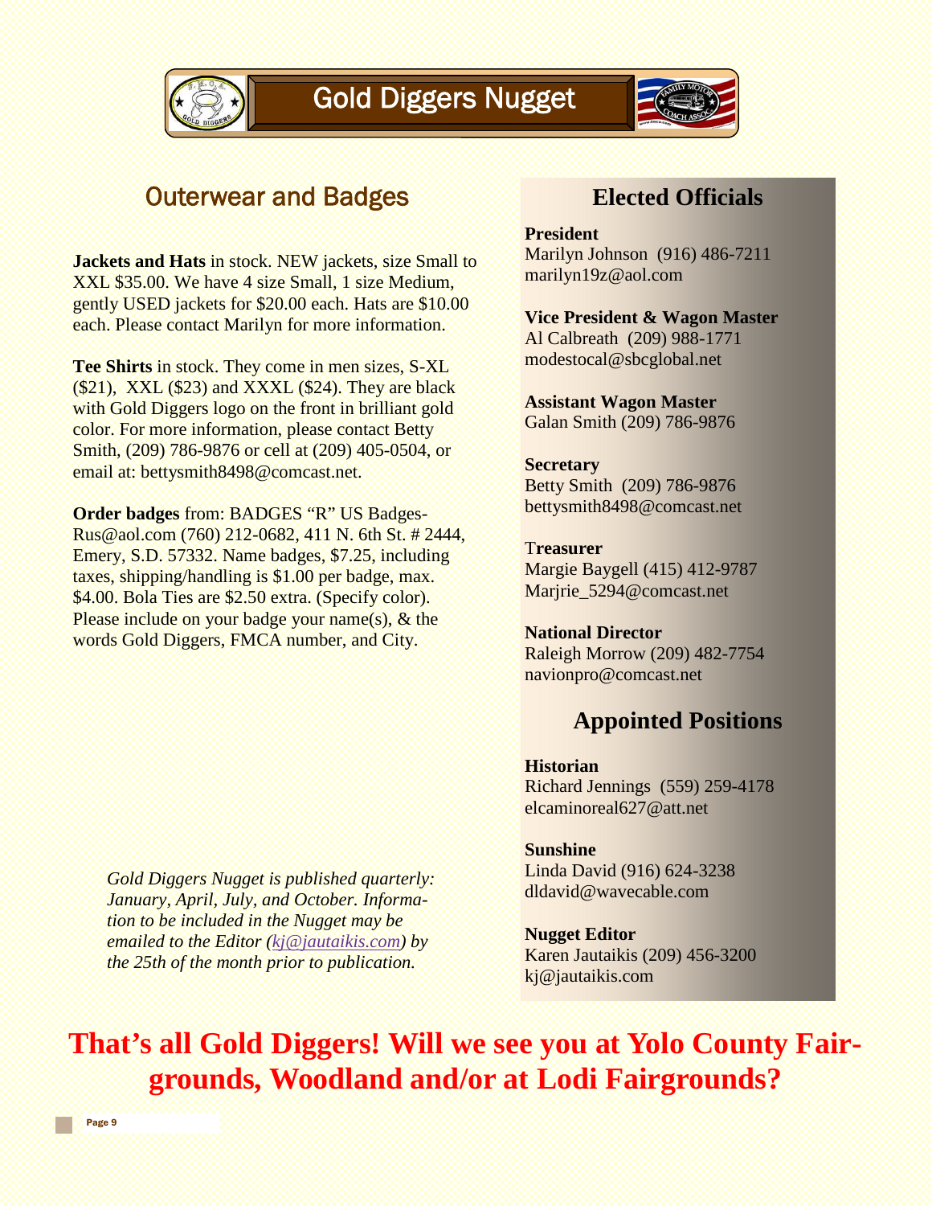# Gold Diggers Nugget

## Outerwear and Badges

**Jackets and Hats** in stock. NEW jackets, size Small to XXL $35.00. We have 4 size Small, 1 size Medium, gently USED jackets for $20.00 each. Hats are $10.00 each. Please contact Marilyn for more information.

**Tee Shirts** in stock. They come in men sizes, S-XL ($21), XXL ($23) and XXXL ($24). They are black with Gold Diggers logo on the front in brilliant gold color. For more information, please contact Betty Smith, (209) 786-9876 or cell at (209) 405-0504, or email at: bettysmith8498@comcast.net.

**Order badges** from: BADGES "R" US Badges-Rus@aol.com (760) 212-0682, 411 N. 6th St. # 2444, Emery, S.D. 57332. Name badges, $7.25, including taxes, shipping/handling is $1.00 per badge, max. $4.00. Bola Ties are $2.50 extra. (Specify color). Please include on your badge your name(s), & the words Gold Diggers, FMCA number, and City.

*Gold Diggers Nugget is published quarterly: January, April, July, and October. Information to be included in the Nugget may be emailed to the Editor (kj@jautaikis.com) by the 25th of the month prior to publication.*

## Elected Officials

**President**
Marilyn Johnson (916) 486-7211
marilyn19z@aol.com

**Vice President & Wagon Master**
Al Calbreath (209) 988-1771
modestocal@sbcglobal.net

**Assistant Wagon Master**
Galan Smith (209) 786-9876

**Secretary**
Betty Smith (209) 786-9876
bettysmith8498@comcast.net

**Treasurer**
Margie Baygell (415) 412-9787
Marjrie_5294@comcast.net

**National Director**
Raleigh Morrow (209) 482-7754
navionpro@comcast.net

## Appointed Positions

**Historian**
Richard Jennings (559) 259-4178
elcaminoreal627@att.net

**Sunshine**
Linda David (916) 624-3238
dldavid@wavecable.com

**Nugget Editor**
Karen Jautaikis (209) 456-3200
kj@jautaikis.com

**That's all Gold Diggers! Will we see you at Yolo County Fairgrounds, Woodland and/or at Lodi Fairgrounds?**